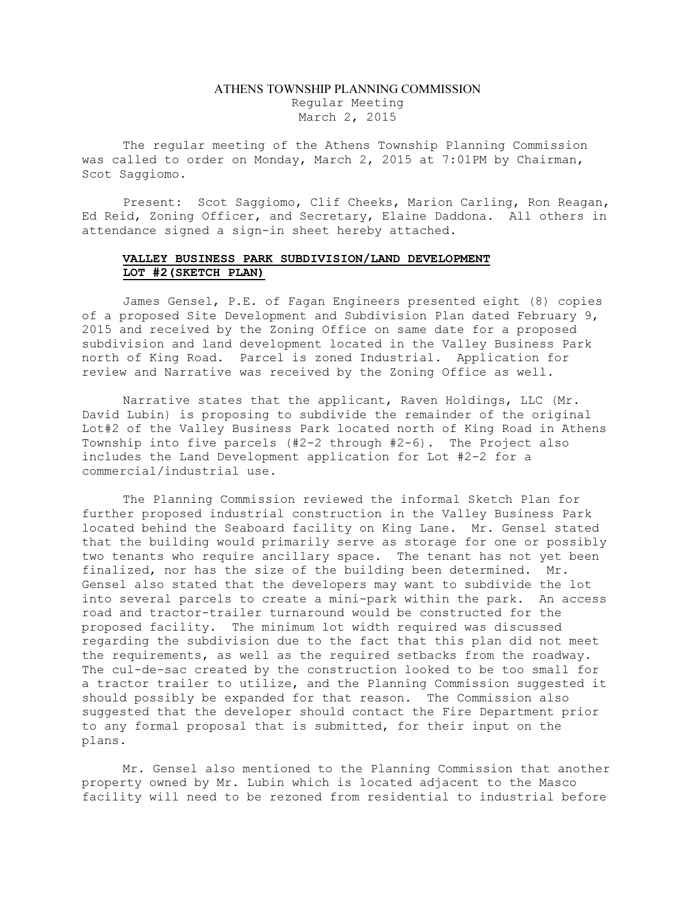ATHENS TOWNSHIP PLANNING COMMISSION
Regular Meeting
March 2, 2015

The regular meeting of the Athens Township Planning Commission was called to order on Monday, March 2, 2015 at 7:01PM by Chairman, Scot Saggiomo.

Present: Scot Saggiomo, Clif Cheeks, Marion Carling, Ron Reagan, Ed Reid, Zoning Officer, and Secretary, Elaine Daddona. All others in attendance signed a sign-in sheet hereby attached.

**VALLEY BUSINESS PARK SUBDIVISION/LAND DEVELOPMENT LOT #2(SKETCH PLAN)**

James Gensel, P.E. of Fagan Engineers presented eight (8) copies of a proposed Site Development and Subdivision Plan dated February 9, 2015 and received by the Zoning Office on same date for a proposed subdivision and land development located in the Valley Business Park north of King Road. Parcel is zoned Industrial. Application for review and Narrative was received by the Zoning Office as well.

Narrative states that the applicant, Raven Holdings, LLC (Mr. David Lubin) is proposing to subdivide the remainder of the original Lot#2 of the Valley Business Park located north of King Road in Athens Township into five parcels (#2-2 through #2-6). The Project also includes the Land Development application for Lot #2-2 for a commercial/industrial use.

The Planning Commission reviewed the informal Sketch Plan for further proposed industrial construction in the Valley Business Park located behind the Seaboard facility on King Lane. Mr. Gensel stated that the building would primarily serve as storage for one or possibly two tenants who require ancillary space. The tenant has not yet been finalized, nor has the size of the building been determined. Mr. Gensel also stated that the developers may want to subdivide the lot into several parcels to create a mini-park within the park. An access road and tractor-trailer turnaround would be constructed for the proposed facility. The minimum lot width required was discussed regarding the subdivision due to the fact that this plan did not meet the requirements, as well as the required setbacks from the roadway. The cul-de-sac created by the construction looked to be too small for a tractor trailer to utilize, and the Planning Commission suggested it should possibly be expanded for that reason. The Commission also suggested that the developer should contact the Fire Department prior to any formal proposal that is submitted, for their input on the plans.

Mr. Gensel also mentioned to the Planning Commission that another property owned by Mr. Lubin which is located adjacent to the Masco facility will need to be rezoned from residential to industrial before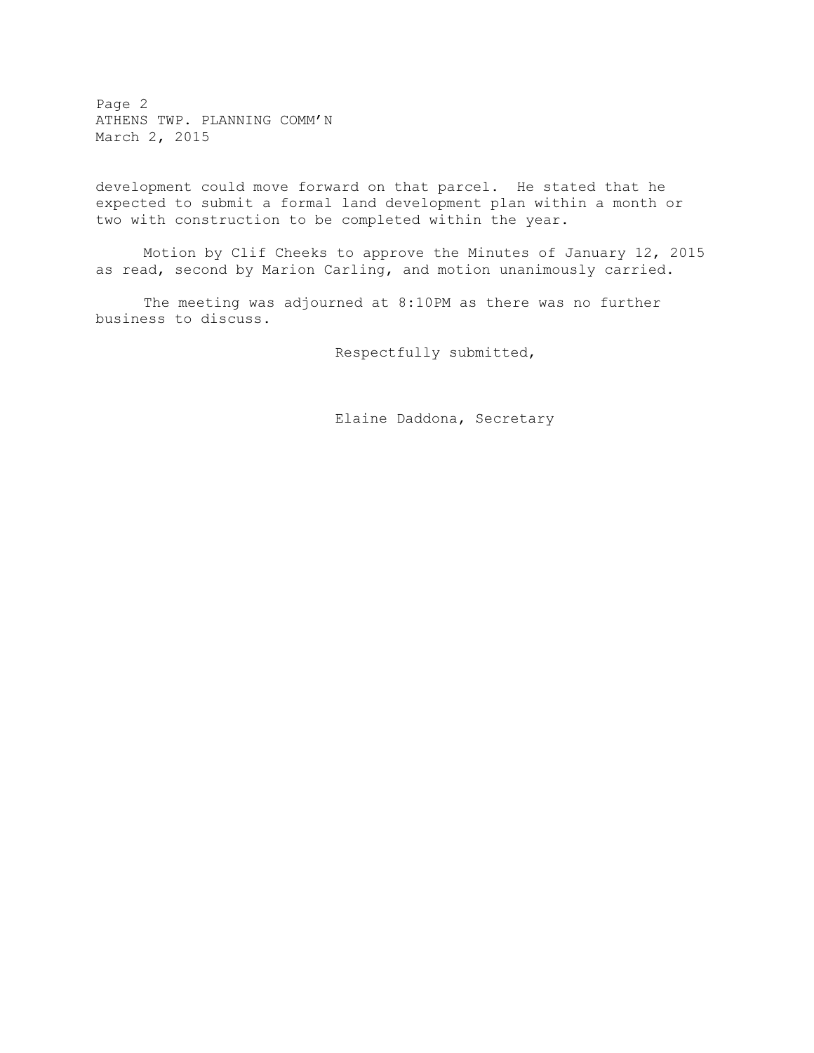development could move forward on that parcel. He stated that he expected to submit a formal land development plan within a month or two with construction to be completed within the year.

Motion by Clif Cheeks to approve the Minutes of January 12, 2015 as read, second by Marion Carling, and motion unanimously carried.

The meeting was adjourned at 8:10PM as there was no further business to discuss.

Respectfully submitted,

Elaine Daddona, Secretary